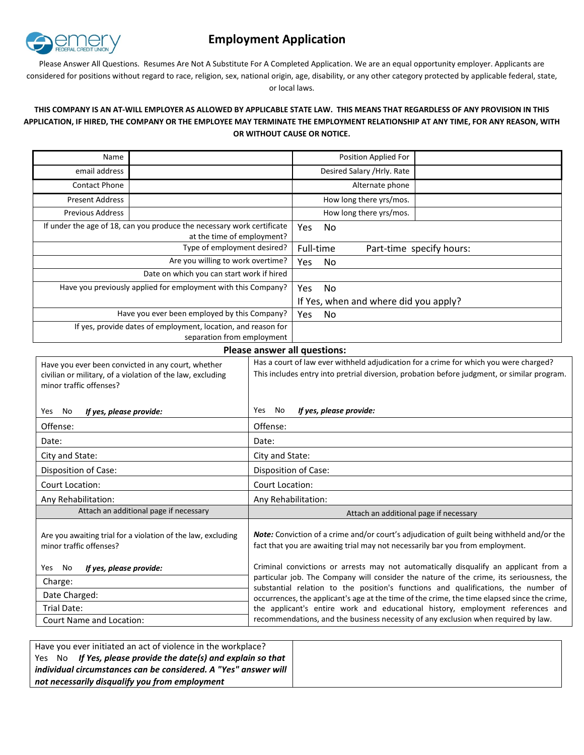# Employment Application

Please Answer All Questions. Resumes Are Not A Substitute For A Completed Application. We are an equal opportunity employer. Applicants are considered for positions without regard to race, religion, sex, national origin, age, disability, or any other category protected by applicable federal, state, or local laws.

**THIS COMPANY IS AN AT-WILL EMPLOYER AS ALLOWED BY APPLICABLE STATE LAW. THIS MEANS THAT REGARDLESS OF ANY PROVISION IN THIS APPLICATION, IF HIRED, THE COMPANY OR THE EMPLOYEE MAY TERMINATE THE EMPLOYMENT RELATIONSHIP AT ANY TIME, FOR ANY REASON, WITH OR WITHOUT CAUSE OR NOTICE.**

| Name | | Position Applied For | |
|---|---|---|---|
| email address | | Desired Salary /Hrly. Rate | |
| Contact Phone | | Alternate phone | |
| Present Address | | How long there yrs/mos. | |
| Previous Address | | How long there yrs/mos. | |

| | |
|---|---|
| If under the age of 18, can you produce the necessary work certificate at the time of employment? | Yes No |
| Type of employment desired? | Full-time Part-time specify hours: |
| Are you willing to work overtime? | Yes No |
| Date on which you can start work if hired | |
| Have you previously applied for employment with this Company? | Yes No<br>If Yes, when and where did you apply? |
| Have you ever been employed by this Company? | Yes No |
| If yes, provide dates of employment, location, and reason for separation from employment | |

**Please answer all questions:**

| Have you ever been convicted in any court, whether civilian or military, of a violation of the law, excluding minor traffic offenses?<br><br>Yes No ***If yes, please provide:*** | Has a court of law ever withheld adjudication for a crime for which you were charged? This includes entry into pretrial diversion, probation before judgment, or similar program.<br><br>Yes No ***If yes, please provide:*** |
|---|---|
| Offense: | Offense: |
| Date: | Date: |
| City and State: | City and State: |
| Disposition of Case: | Disposition of Case: |
| Court Location: | Court Location: |
| Any Rehabilitation: | Any Rehabilitation: |
| Attach an additional page if necessary | Attach an additional page if necessary |

| Are you awaiting trial for a violation of the law, excluding minor traffic offenses?<br><br>Yes No ***If yes, please provide:*** | ***Note:*** Conviction of a crime and/or court's adjudication of guilt being withheld and/or the fact that you are awaiting trial may not necessarily bar you from employment. |
|---|---|
| Charge:<br>Date Charged:<br>Trial Date:<br>Court Name and Location: | Criminal convictions or arrests may not automatically disqualify an applicant from a particular job. The Company will consider the nature of the crime, its seriousness, the substantial relation to the position's functions and qualifications, the number of occurrences, the applicant's age at the time of the crime, the time elapsed since the crime, the applicant's entire work and educational history, employment references and recommendations, and the business necessity of any exclusion when required by law. |

| | |
|---|---|
| Have you ever initiated an act of violence in the workplace?<br>Yes No ***If Yes, please provide the date(s) and explain so that individual circumstances can be considered. A "Yes" answer will not necessarily disqualify you from employment*** | |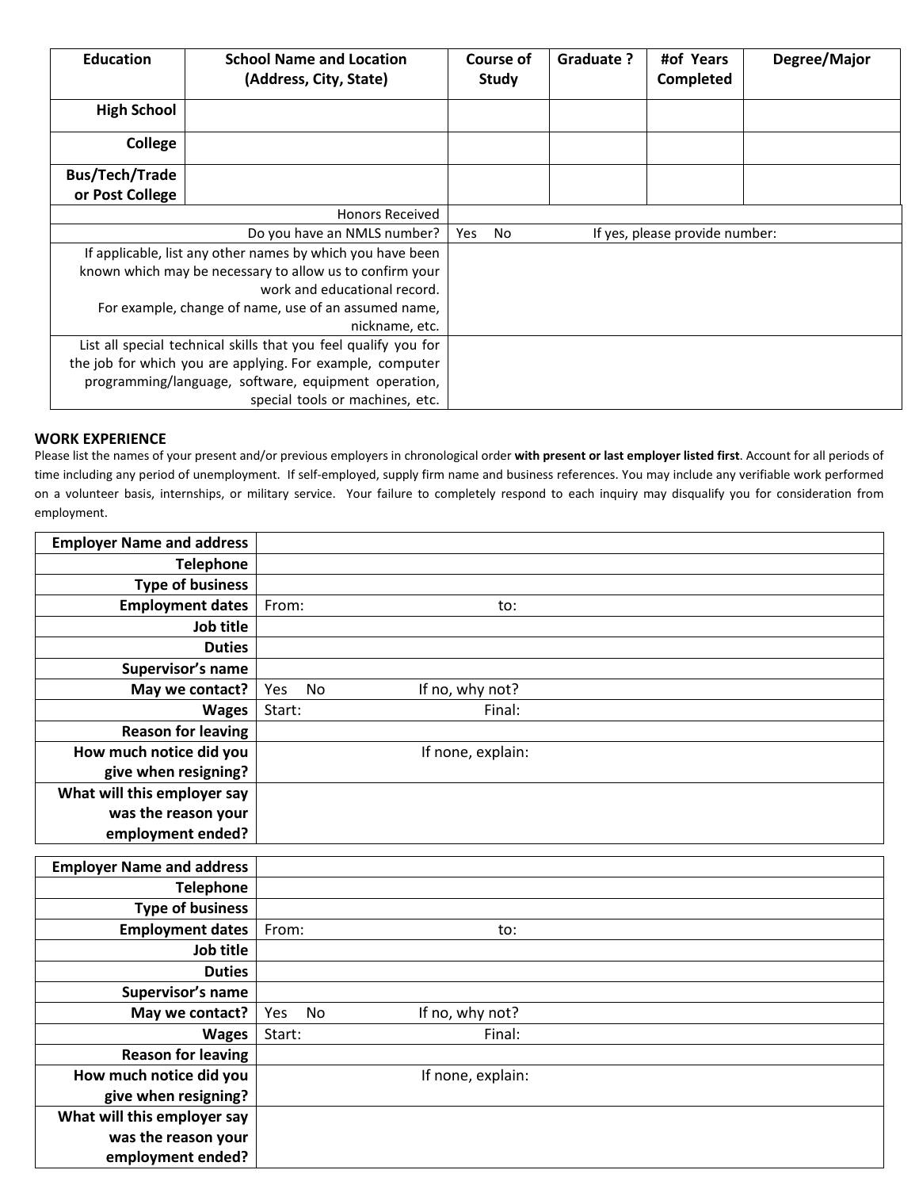| Education | School Name and Location (Address, City, State) | Course of Study | Graduate ? | #of Years Completed | Degree/Major |
|---|---|---|---|---|---|
| High School | | | | | |
| College | | | | | |
| Bus/Tech/Trade or Post College | | | | | |

| | |
|---|---|
| Honors Received | |
| Do you have an NMLS number? | Yes No If yes, please provide number: |
| If applicable, list any other names by which you have been known which may be necessary to allow us to confirm your work and educational record. For example, change of name, use of an assumed name, nickname, etc. | |
| List all special technical skills that you feel qualify you for the job for which you are applying. For example, computer programming/language, software, equipment operation, special tools or machines, etc. | |

**WORK EXPERIENCE**

Please list the names of your present and/or previous employers in chronological order **with present or last employer listed first**. Account for all periods of time including any period of unemployment. If self-employed, supply firm name and business references. You may include any verifiable work performed on a volunteer basis, internships, or military service. Your failure to completely respond to each inquiry may disqualify you for consideration from employment.

| | |
|---|---|
| **Employer Name and address** | |
| **Telephone** | |
| **Type of business** | |
| **Employment dates** | From: to: |
| **Job title** | |
| **Duties** | |
| **Supervisor's name** | |
| **May we contact?** | Yes No If no, why not? |
| **Wages** | Start: Final: |
| **Reason for leaving** | |
| **How much notice did you give when resigning?** | If none, explain: |
| **What will this employer say was the reason your employment ended?** | |

| | |
|---|---|
| **Employer Name and address** | |
| **Telephone** | |
| **Type of business** | |
| **Employment dates** | From: to: |
| **Job title** | |
| **Duties** | |
| **Supervisor's name** | |
| **May we contact?** | Yes No If no, why not? |
| **Wages** | Start: Final: |
| **Reason for leaving** | |
| **How much notice did you give when resigning?** | If none, explain: |
| **What will this employer say was the reason your employment ended?** | |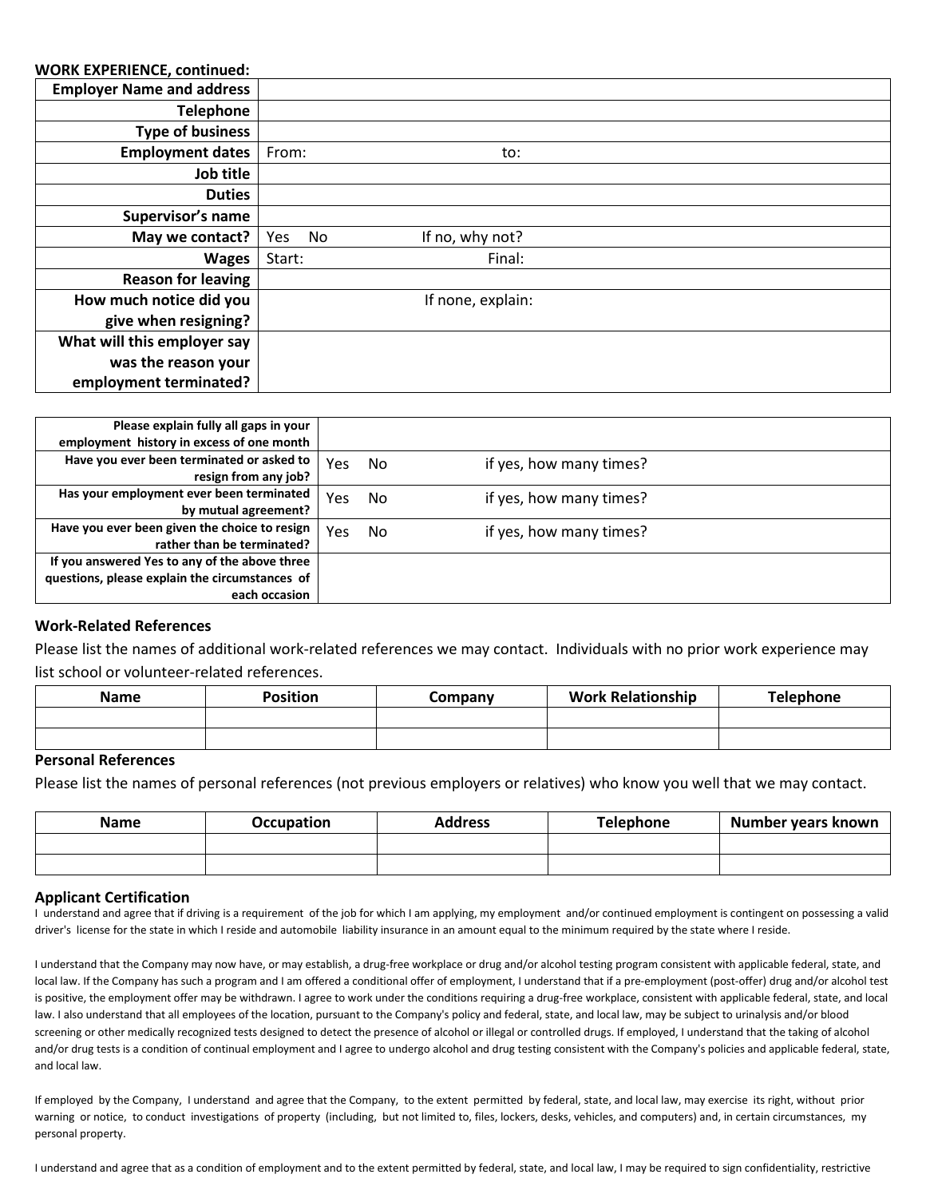**WORK EXPERIENCE, continued:**

| **Employer Name and address** | | |
|---:|---|---|
| **Telephone** | | |
| **Type of business** | | |
| **Employment dates** | From: | to: |
| **Job title** | | |
| **Duties** | | |
| **Supervisor's name** | | |
| **May we contact?** | Yes No | If no, why not? |
| **Wages** | Start: | Final: |
| **Reason for leaving** | | |
| **How much notice did you give when resigning?** | | If none, explain: |
| **What will this employer say was the reason your employment terminated?** | | |

| **Please explain fully all gaps in your employment history in excess of one month** | | |
|---:|---|---|
| **Have you ever been terminated or asked to resign from any job?** | Yes No | if yes, how many times? |
| **Has your employment ever been terminated by mutual agreement?** | Yes No | if yes, how many times? |
| **Have you ever been given the choice to resign rather than be terminated?** | Yes No | if yes, how many times? |
| **If you answered Yes to any of the above three questions, please explain the circumstances of each occasion** | | |

### Work-Related References

Please list the names of additional work-related references we may contact. Individuals with no prior work experience may list school or volunteer-related references.

| Name | Position | Company | Work Relationship | Telephone |
|---|---|---|---|---|
| | | | | |
| | | | | |

### Personal References

Please list the names of personal references (not previous employers or relatives) who know you well that we may contact.

| Name | Occupation | Address | Telephone | Number years known |
|---|---|---|---|---|
| | | | | |
| | | | | |

### Applicant Certification

I understand and agree that if driving is a requirement of the job for which I am applying, my employment and/or continued employment is contingent on possessing a valid driver's license for the state in which I reside and automobile liability insurance in an amount equal to the minimum required by the state where I reside.

I understand that the Company may now have, or may establish, a drug-free workplace or drug and/or alcohol testing program consistent with applicable federal, state, and local law. If the Company has such a program and I am offered a conditional offer of employment, I understand that if a pre-employment (post-offer) drug and/or alcohol test is positive, the employment offer may be withdrawn. I agree to work under the conditions requiring a drug-free workplace, consistent with applicable federal, state, and local law. I also understand that all employees of the location, pursuant to the Company's policy and federal, state, and local law, may be subject to urinalysis and/or blood screening or other medically recognized tests designed to detect the presence of alcohol or illegal or controlled drugs. If employed, I understand that the taking of alcohol and/or drug tests is a condition of continual employment and I agree to undergo alcohol and drug testing consistent with the Company's policies and applicable federal, state, and local law.

If employed by the Company, I understand and agree that the Company, to the extent permitted by federal, state, and local law, may exercise its right, without prior warning or notice, to conduct investigations of property (including, but not limited to, files, lockers, desks, vehicles, and computers) and, in certain circumstances, my personal property.

I understand and agree that as a condition of employment and to the extent permitted by federal, state, and local law, I may be required to sign confidentiality, restrictive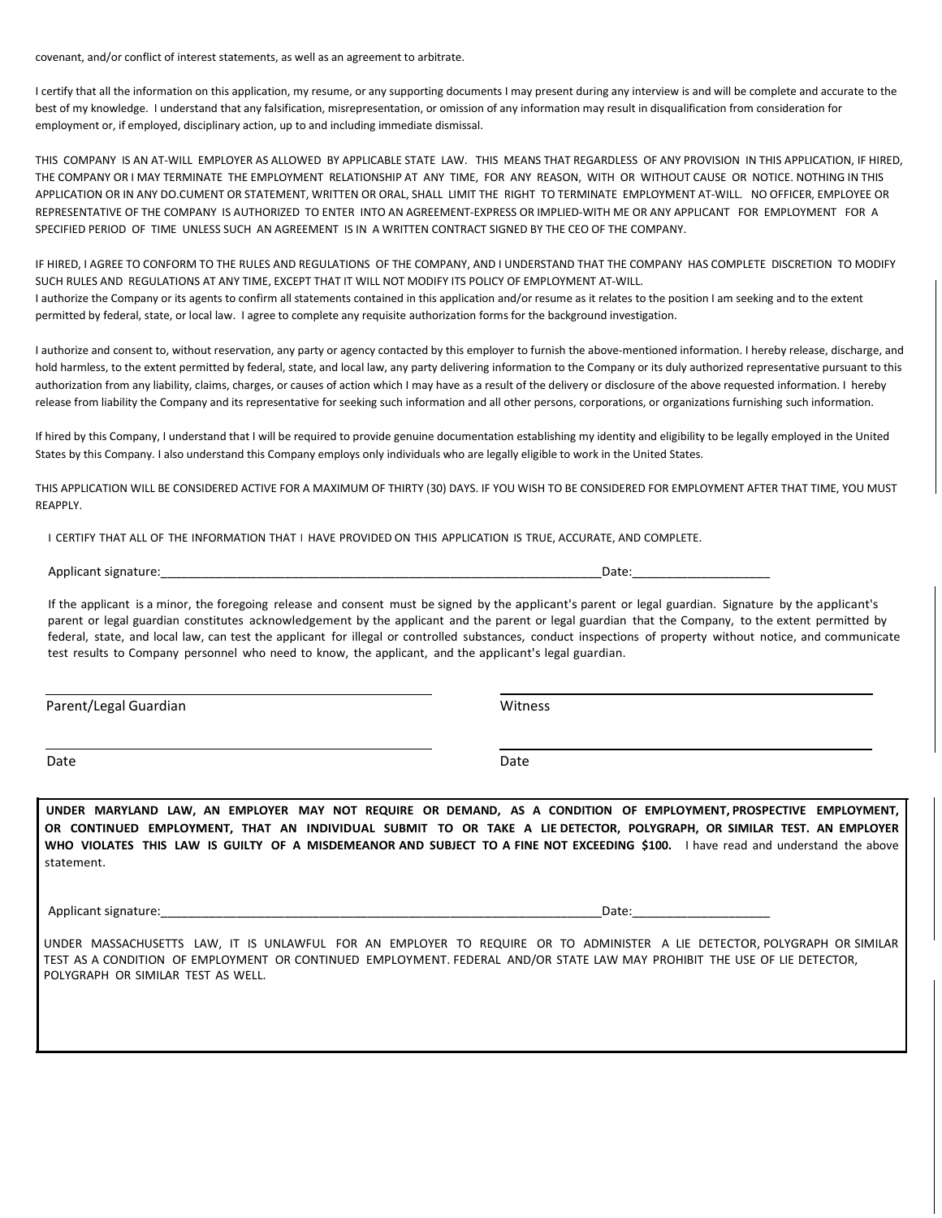covenant, and/or conflict of interest statements, as well as an agreement to arbitrate.

I certify that all the information on this application, my resume, or any supporting documents I may present during any interview is and will be complete and accurate to the best of my knowledge. I understand that any falsification, misrepresentation, or omission of any information may result in disqualification from consideration for employment or, if employed, disciplinary action, up to and including immediate dismissal.

THIS COMPANY IS AN AT-WILL EMPLOYER AS ALLOWED BY APPLICABLE STATE LAW. THIS MEANS THAT REGARDLESS OF ANY PROVISION IN THIS APPLICATION, IF HIRED, THE COMPANY OR I MAY TERMINATE THE EMPLOYMENT RELATIONSHIP AT ANY TIME, FOR ANY REASON, WITH OR WITHOUT CAUSE OR NOTICE. NOTHING IN THIS APPLICATION OR IN ANY DO.CUMENT OR STATEMENT, WRITTEN OR ORAL, SHALL LIMIT THE RIGHT TO TERMINATE EMPLOYMENT AT-WILL. NO OFFICER, EMPLOYEE OR REPRESENTATIVE OF THE COMPANY IS AUTHORIZED TO ENTER INTO AN AGREEMENT-EXPRESS OR IMPLIED-WITH ME OR ANY APPLICANT FOR EMPLOYMENT FOR A SPECIFIED PERIOD OF TIME UNLESS SUCH AN AGREEMENT IS IN A WRITTEN CONTRACT SIGNED BY THE CEO OF THE COMPANY.

IF HIRED, I AGREE TO CONFORM TO THE RULES AND REGULATIONS OF THE COMPANY, AND I UNDERSTAND THAT THE COMPANY HAS COMPLETE DISCRETION TO MODIFY SUCH RULES AND REGULATIONS AT ANY TIME, EXCEPT THAT IT WILL NOT MODIFY ITS POLICY OF EMPLOYMENT AT-WILL.
I authorize the Company or its agents to confirm all statements contained in this application and/or resume as it relates to the position I am seeking and to the extent permitted by federal, state, or local law. I agree to complete any requisite authorization forms for the background investigation.

I authorize and consent to, without reservation, any party or agency contacted by this employer to furnish the above-mentioned information. I hereby release, discharge, and hold harmless, to the extent permitted by federal, state, and local law, any party delivering information to the Company or its duly authorized representative pursuant to this authorization from any liability, claims, charges, or causes of action which I may have as a result of the delivery or disclosure of the above requested information. I hereby release from liability the Company and its representative for seeking such information and all other persons, corporations, or organizations furnishing such information.

If hired by this Company, I understand that I will be required to provide genuine documentation establishing my identity and eligibility to be legally employed in the United States by this Company. I also understand this Company employs only individuals who are legally eligible to work in the United States.

THIS APPLICATION WILL BE CONSIDERED ACTIVE FOR A MAXIMUM OF THIRTY (30) DAYS. IF YOU WISH TO BE CONSIDERED FOR EMPLOYMENT AFTER THAT TIME, YOU MUST REAPPLY.

I CERTIFY THAT ALL OF THE INFORMATION THAT I HAVE PROVIDED ON THIS APPLICATION IS TRUE, ACCURATE, AND COMPLETE.

Applicant signature:_______________________________________________Date:____________________

If the applicant is a minor, the foregoing release and consent must be signed by the applicant's parent or legal guardian. Signature by the applicant's parent or legal guardian constitutes acknowledgement by the applicant and the parent or legal guardian that the Company, to the extent permitted by federal, state, and local law, can test the applicant for illegal or controlled substances, conduct inspections of property without notice, and communicate test results to Company personnel who need to know, the applicant, and the applicant's legal guardian.

| ______________________ | ______________________ |
|---|---|
| Parent/Legal Guardian | Witness |
| ______________________ | ______________________ |
| Date | Date |

**UNDER MARYLAND LAW, AN EMPLOYER MAY NOT REQUIRE OR DEMAND, AS A CONDITION OF EMPLOYMENT, PROSPECTIVE EMPLOYMENT, OR CONTINUED EMPLOYMENT, THAT AN INDIVIDUAL SUBMIT TO OR TAKE A LIE DETECTOR, POLYGRAPH, OR SIMILAR TEST. AN EMPLOYER WHO VIOLATES THIS LAW IS GUILTY OF A MISDEMEANOR AND SUBJECT TO A FINE NOT EXCEEDING $100.** I have read and understand the above statement.

Applicant signature:_______________________________________________Date:____________________

UNDER MASSACHUSETTS LAW, IT IS UNLAWFUL FOR AN EMPLOYER TO REQUIRE OR TO ADMINISTER A LIE DETECTOR, POLYGRAPH OR SIMILAR TEST AS A CONDITION OF EMPLOYMENT OR CONTINUED EMPLOYMENT. FEDERAL AND/OR STATE LAW MAY PROHIBIT THE USE OF LIE DETECTOR, POLYGRAPH OR SIMILAR TEST AS WELL.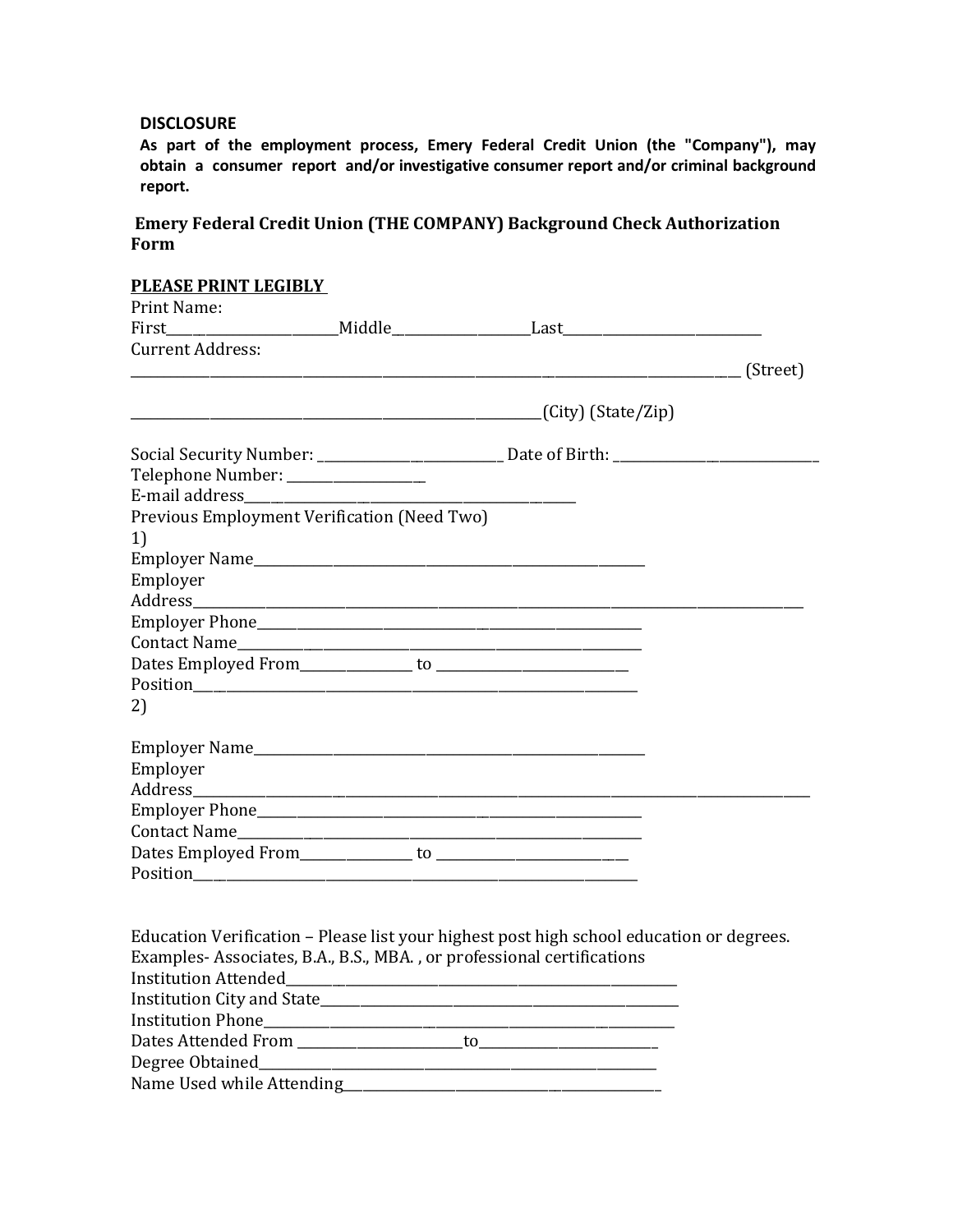**DISCLOSURE**

**As part of the employment process, Emery Federal Credit Union (the "Company"), may obtain a consumer report and/or investigative consumer report and/or criminal background report.**

**Emery Federal Credit Union (THE COMPANY) Background Check Authorization Form**

**PLEASE PRINT LEGIBLY**

Print Name:

First________________________Middle____________________Last____________________________

Current Address:

_____________________________________________________________________________________ (Street)

____________________________________________________________(City) (State/Zip)

Social Security Number: __________________________ Date of Birth: ______________________________

Telephone Number: ____________________

E-mail address_________________________________________________

Previous Employment Verification (Need Two)

1)

Employer Name_________________________________________________________

Employer Address_____________________________________________________________________________________

Employer Phone_________________________________________________________

Contact Name__________________________________________________________

Dates Employed From________________ to ____________________________

Position______________________________________________________________

2)

Employer Name_________________________________________________________

Employer Address_____________________________________________________________________________________

Employer Phone_________________________________________________________

Contact Name__________________________________________________________

Dates Employed From________________ to ____________________________

Position______________________________________________________________

Education Verification – Please list your highest post high school education or degrees. Examples- Associates, B.A., B.S., MBA. , or professional certifications

Institution Attended_________________________________________________________

Institution City and State____________________________________________________

Institution Phone___________________________________________________________

Dates Attended From _________________________to__________________________

Degree Obtained____________________________________________________________

Name Used while Attending_________________________________________________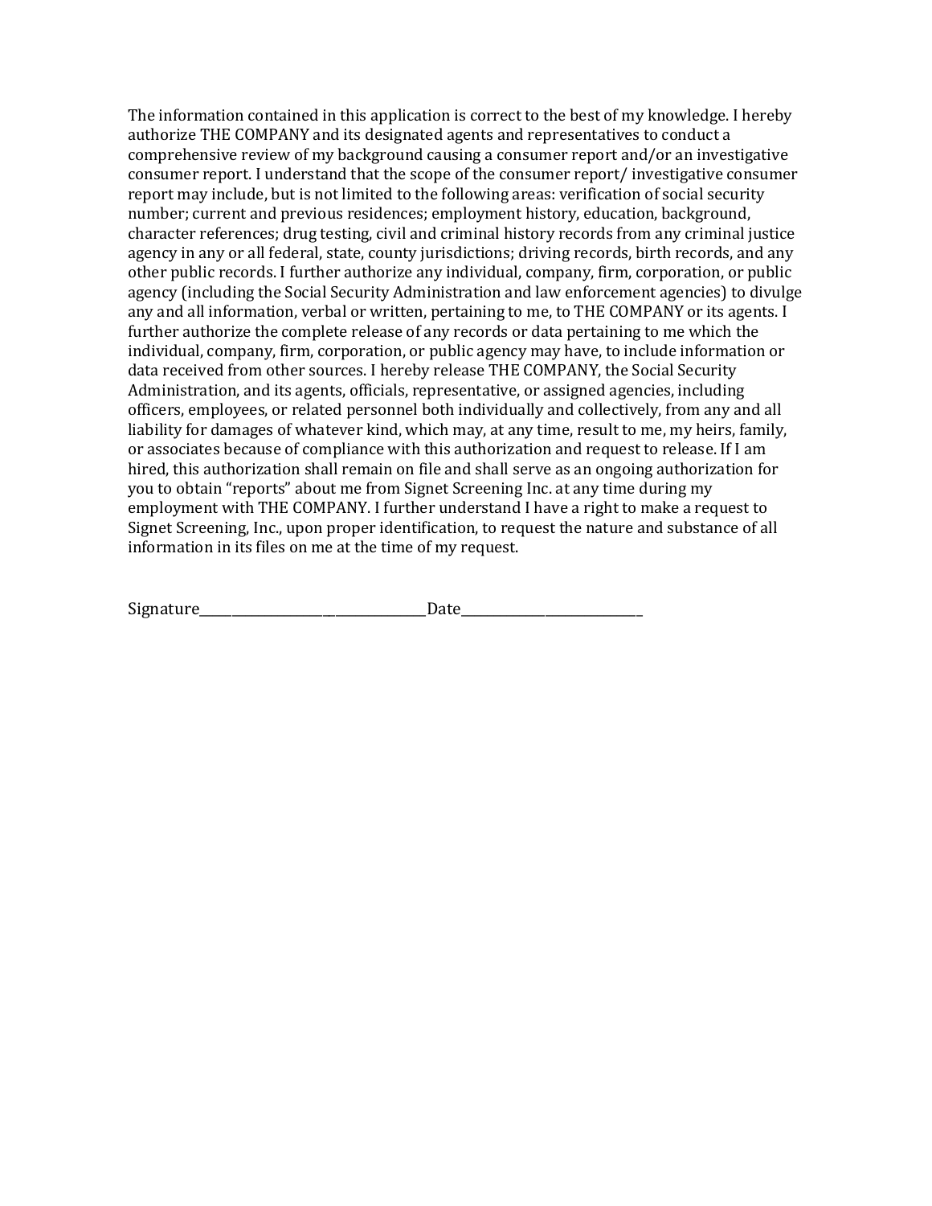The information contained in this application is correct to the best of my knowledge. I hereby authorize THE COMPANY and its designated agents and representatives to conduct a comprehensive review of my background causing a consumer report and/or an investigative consumer report. I understand that the scope of the consumer report/ investigative consumer report may include, but is not limited to the following areas: verification of social security number; current and previous residences; employment history, education, background, character references; drug testing, civil and criminal history records from any criminal justice agency in any or all federal, state, county jurisdictions; driving records, birth records, and any other public records. I further authorize any individual, company, firm, corporation, or public agency (including the Social Security Administration and law enforcement agencies) to divulge any and all information, verbal or written, pertaining to me, to THE COMPANY or its agents. I further authorize the complete release of any records or data pertaining to me which the individual, company, firm, corporation, or public agency may have, to include information or data received from other sources. I hereby release THE COMPANY, the Social Security Administration, and its agents, officials, representative, or assigned agencies, including officers, employees, or related personnel both individually and collectively, from any and all liability for damages of whatever kind, which may, at any time, result to me, my heirs, family, or associates because of compliance with this authorization and request to release. If I am hired, this authorization shall remain on file and shall serve as an ongoing authorization for you to obtain "reports" about me from Signet Screening Inc. at any time during my employment with THE COMPANY. I further understand I have a right to make a request to Signet Screening, Inc., upon proper identification, to request the nature and substance of all information in its files on me at the time of my request.

Signature_________________________________Date__________________________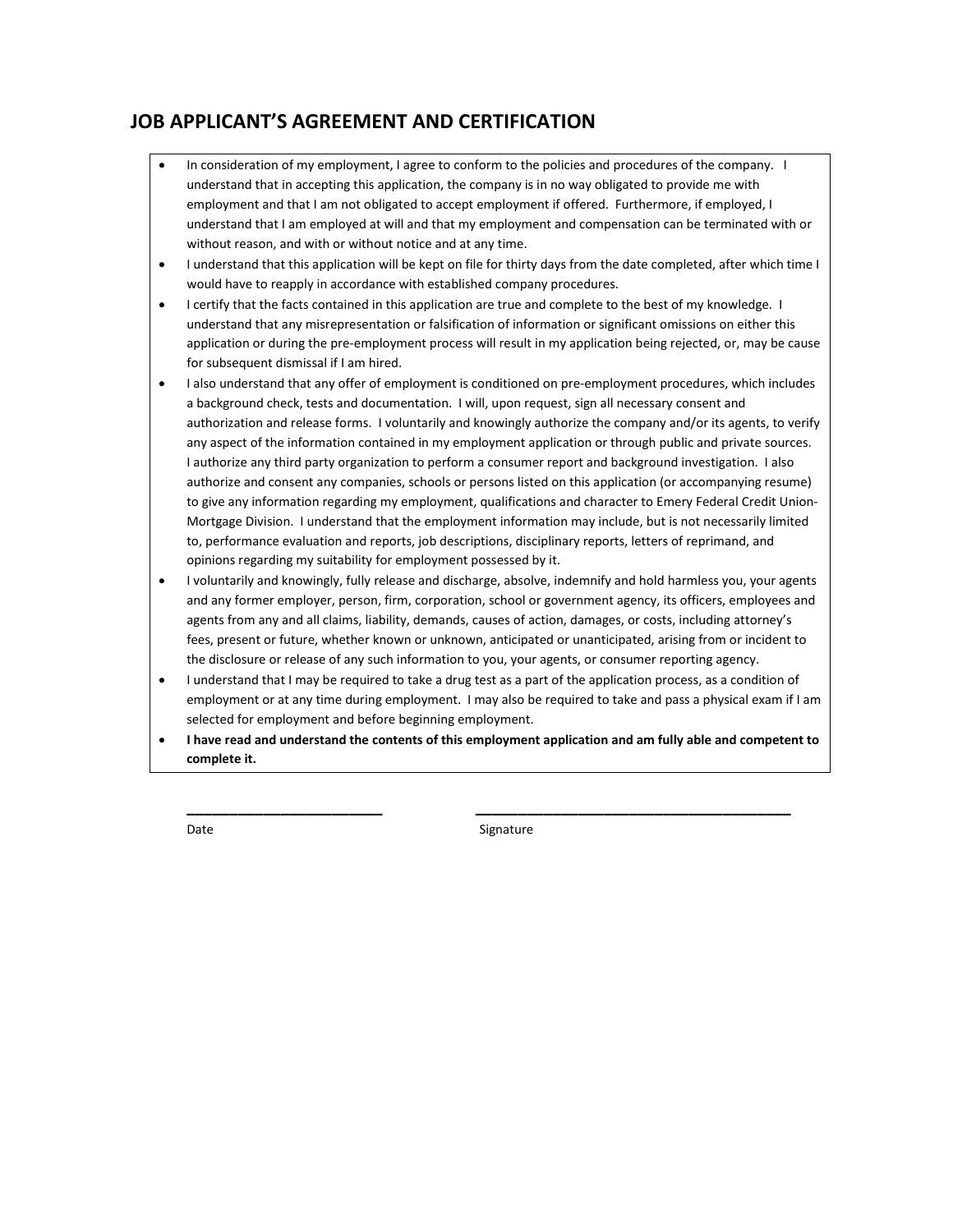## JOB APPLICANT'S AGREEMENT AND CERTIFICATION

- In consideration of my employment, I agree to conform to the policies and procedures of the company. I understand that in accepting this application, the company is in no way obligated to provide me with employment and that I am not obligated to accept employment if offered. Furthermore, if employed, I understand that I am employed at will and that my employment and compensation can be terminated with or without reason, and with or without notice and at any time.
- I understand that this application will be kept on file for thirty days from the date completed, after which time I would have to reapply in accordance with established company procedures.
- I certify that the facts contained in this application are true and complete to the best of my knowledge. I understand that any misrepresentation or falsification of information or significant omissions on either this application or during the pre-employment process will result in my application being rejected, or, may be cause for subsequent dismissal if I am hired.
- I also understand that any offer of employment is conditioned on pre-employment procedures, which includes a background check, tests and documentation. I will, upon request, sign all necessary consent and authorization and release forms. I voluntarily and knowingly authorize the company and/or its agents, to verify any aspect of the information contained in my employment application or through public and private sources. I authorize any third party organization to perform a consumer report and background investigation. I also authorize and consent any companies, schools or persons listed on this application (or accompanying resume) to give any information regarding my employment, qualifications and character to Emery Federal Credit Union-Mortgage Division. I understand that the employment information may include, but is not necessarily limited to, performance evaluation and reports, job descriptions, disciplinary reports, letters of reprimand, and opinions regarding my suitability for employment possessed by it.
- I voluntarily and knowingly, fully release and discharge, absolve, indemnify and hold harmless you, your agents and any former employer, person, firm, corporation, school or government agency, its officers, employees and agents from any and all claims, liability, demands, causes of action, damages, or costs, including attorney's fees, present or future, whether known or unknown, anticipated or unanticipated, arising from or incident to the disclosure or release of any such information to you, your agents, or consumer reporting agency.
- I understand that I may be required to take a drug test as a part of the application process, as a condition of employment or at any time during employment. I may also be required to take and pass a physical exam if I am selected for employment and before beginning employment.
- **I have read and understand the contents of this employment application and am fully able and competent to complete it.**

___________________________ Date

_____________________________________________ Signature